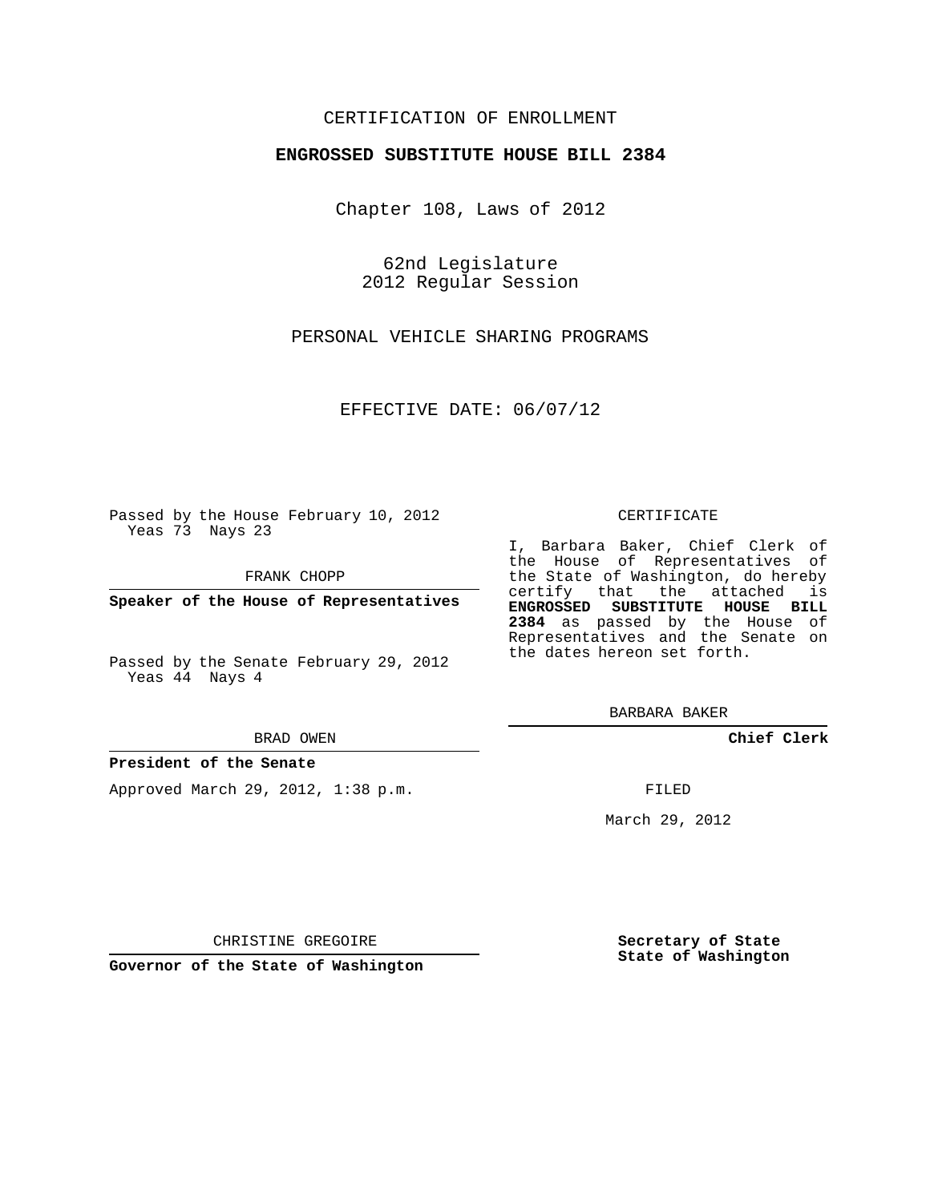CERTIFICATION OF ENROLLMENT

**ENGROSSED SUBSTITUTE HOUSE BILL 2384**

Chapter 108, Laws of 2012

62nd Legislature
2012 Regular Session

PERSONAL VEHICLE SHARING PROGRAMS

EFFECTIVE DATE: 06/07/12

Passed by the House February 10, 2012
Yeas 73 Nays 23

FRANK CHOPP

**Speaker of the House of Representatives**

Passed by the Senate February 29, 2012
Yeas 44 Nays 4

BRAD OWEN

**President of the Senate**

Approved March 29, 2012, 1:38 p.m.

CHRISTINE GREGOIRE

**Governor of the State of Washington**

CERTIFICATE

I, Barbara Baker, Chief Clerk of the House of Representatives of the State of Washington, do hereby certify that the attached is **ENGROSSED SUBSTITUTE HOUSE BILL 2384** as passed by the House of Representatives and the Senate on the dates hereon set forth.

BARBARA BAKER

**Chief Clerk**

FILED

March 29, 2012

**Secretary of State**
**State of Washington**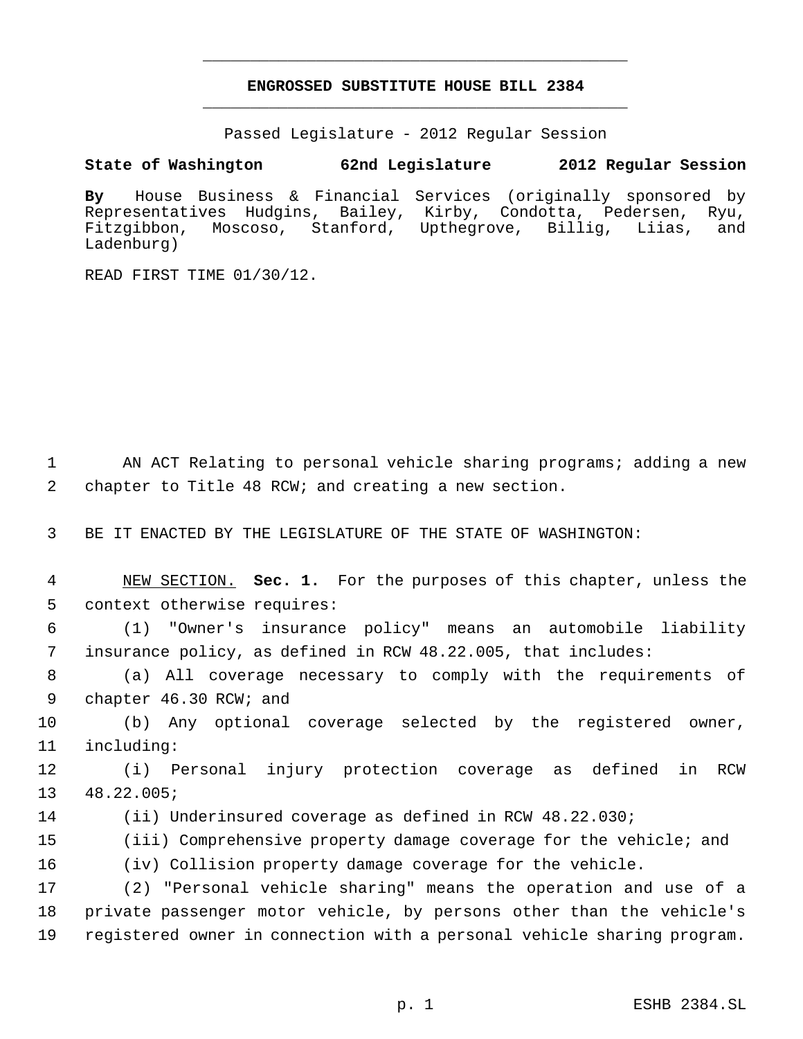# ENGROSSED SUBSTITUTE HOUSE BILL 2384

Passed Legislature - 2012 Regular Session

**State of Washington 62nd Legislature 2012 Regular Session**

**By** House Business & Financial Services (originally sponsored by Representatives Hudgins, Bailey, Kirby, Condotta, Pedersen, Ryu, Fitzgibbon, Moscoso, Stanford, Upthegrove, Billig, Liias, and Ladenburg)

READ FIRST TIME 01/30/12.

AN ACT Relating to personal vehicle sharing programs; adding a new chapter to Title 48 RCW; and creating a new section.

BE IT ENACTED BY THE LEGISLATURE OF THE STATE OF WASHINGTON:

NEW SECTION. **Sec. 1.** For the purposes of this chapter, unless the context otherwise requires:

(1) "Owner's insurance policy" means an automobile liability insurance policy, as defined in RCW 48.22.005, that includes:

(a) All coverage necessary to comply with the requirements of chapter 46.30 RCW; and

(b) Any optional coverage selected by the registered owner, including:

(i) Personal injury protection coverage as defined in RCW 48.22.005;

(ii) Underinsured coverage as defined in RCW 48.22.030;

(iii) Comprehensive property damage coverage for the vehicle; and

(iv) Collision property damage coverage for the vehicle.

(2) "Personal vehicle sharing" means the operation and use of a private passenger motor vehicle, by persons other than the vehicle's registered owner in connection with a personal vehicle sharing program.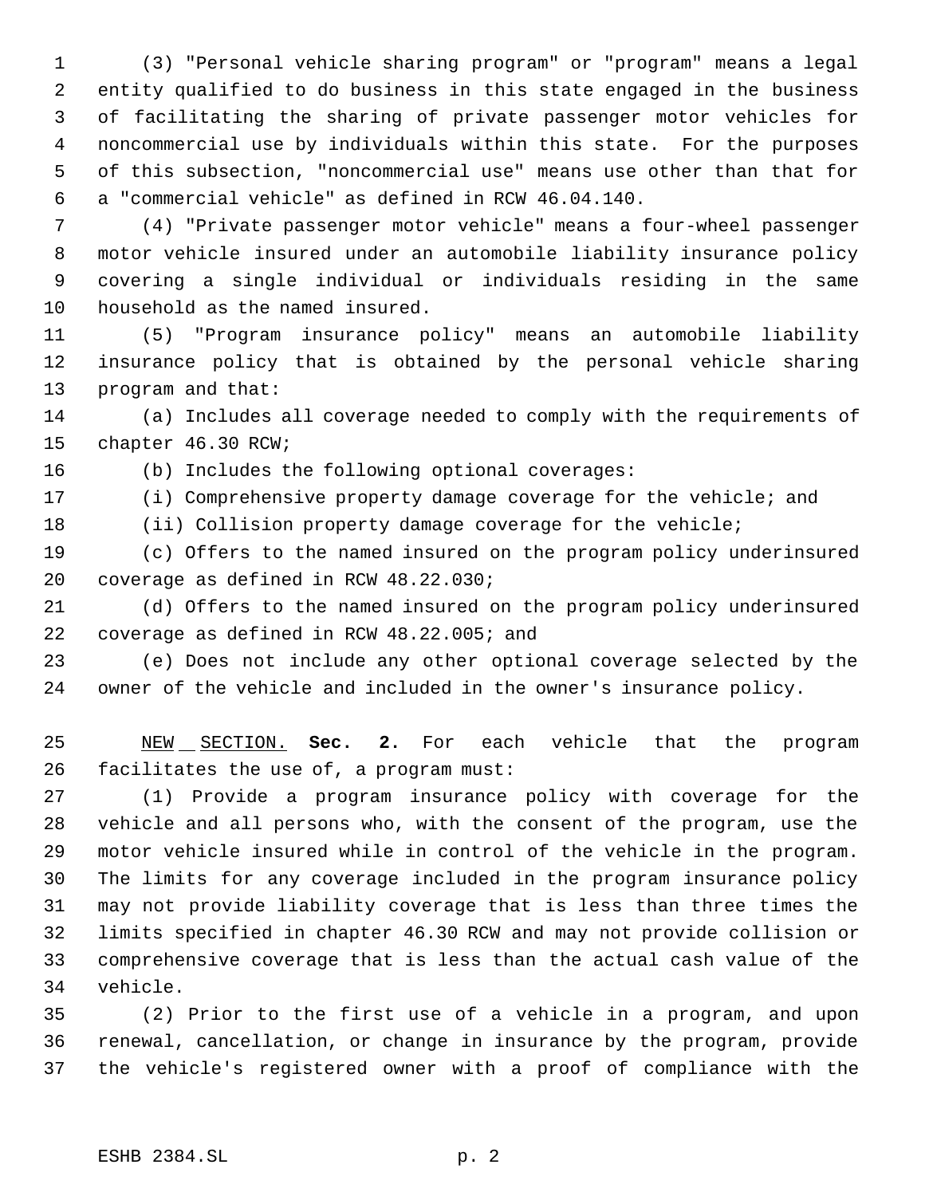(3) "Personal vehicle sharing program" or "program" means a legal entity qualified to do business in this state engaged in the business of facilitating the sharing of private passenger motor vehicles for noncommercial use by individuals within this state. For the purposes of this subsection, "noncommercial use" means use other than that for a "commercial vehicle" as defined in RCW 46.04.140.

(4) "Private passenger motor vehicle" means a four-wheel passenger motor vehicle insured under an automobile liability insurance policy covering a single individual or individuals residing in the same household as the named insured.

(5) "Program insurance policy" means an automobile liability insurance policy that is obtained by the personal vehicle sharing program and that:

(a) Includes all coverage needed to comply with the requirements of chapter 46.30 RCW;

(b) Includes the following optional coverages:

(i) Comprehensive property damage coverage for the vehicle; and

(ii) Collision property damage coverage for the vehicle;

(c) Offers to the named insured on the program policy underinsured coverage as defined in RCW 48.22.030;

(d) Offers to the named insured on the program policy underinsured coverage as defined in RCW 48.22.005; and

(e) Does not include any other optional coverage selected by the owner of the vehicle and included in the owner's insurance policy.

NEW SECTION. **Sec. 2.** For each vehicle that the program facilitates the use of, a program must:

(1) Provide a program insurance policy with coverage for the vehicle and all persons who, with the consent of the program, use the motor vehicle insured while in control of the vehicle in the program. The limits for any coverage included in the program insurance policy may not provide liability coverage that is less than three times the limits specified in chapter 46.30 RCW and may not provide collision or comprehensive coverage that is less than the actual cash value of the vehicle.

(2) Prior to the first use of a vehicle in a program, and upon renewal, cancellation, or change in insurance by the program, provide the vehicle's registered owner with a proof of compliance with the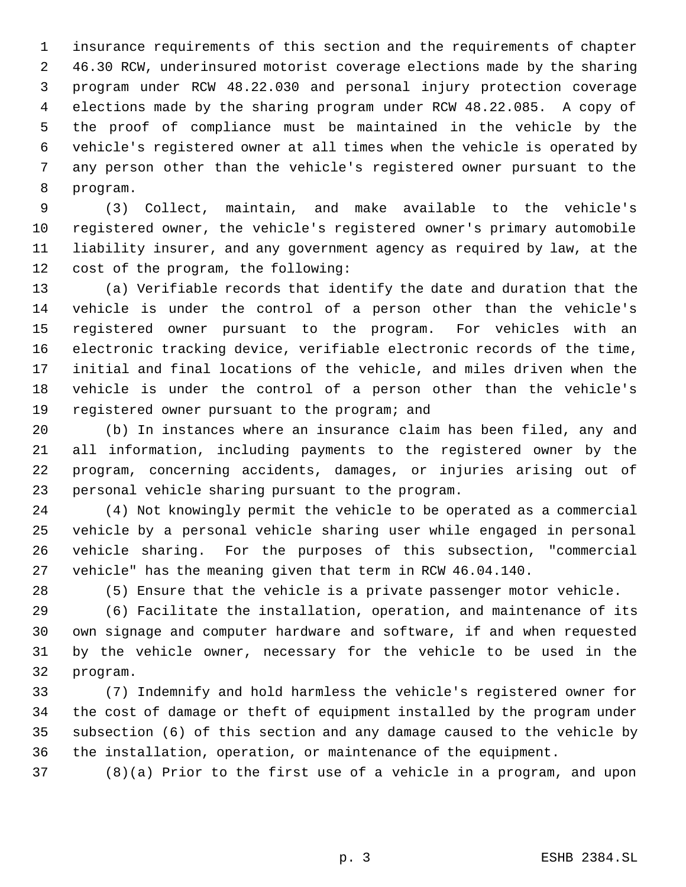insurance requirements of this section and the requirements of chapter 46.30 RCW, underinsured motorist coverage elections made by the sharing program under RCW 48.22.030 and personal injury protection coverage elections made by the sharing program under RCW 48.22.085. A copy of the proof of compliance must be maintained in the vehicle by the vehicle's registered owner at all times when the vehicle is operated by any person other than the vehicle's registered owner pursuant to the program.

(3) Collect, maintain, and make available to the vehicle's registered owner, the vehicle's registered owner's primary automobile liability insurer, and any government agency as required by law, at the cost of the program, the following:

(a) Verifiable records that identify the date and duration that the vehicle is under the control of a person other than the vehicle's registered owner pursuant to the program. For vehicles with an electronic tracking device, verifiable electronic records of the time, initial and final locations of the vehicle, and miles driven when the vehicle is under the control of a person other than the vehicle's registered owner pursuant to the program; and

(b) In instances where an insurance claim has been filed, any and all information, including payments to the registered owner by the program, concerning accidents, damages, or injuries arising out of personal vehicle sharing pursuant to the program.

(4) Not knowingly permit the vehicle to be operated as a commercial vehicle by a personal vehicle sharing user while engaged in personal vehicle sharing. For the purposes of this subsection, "commercial vehicle" has the meaning given that term in RCW 46.04.140.

(5) Ensure that the vehicle is a private passenger motor vehicle.

(6) Facilitate the installation, operation, and maintenance of its own signage and computer hardware and software, if and when requested by the vehicle owner, necessary for the vehicle to be used in the program.

(7) Indemnify and hold harmless the vehicle's registered owner for the cost of damage or theft of equipment installed by the program under subsection (6) of this section and any damage caused to the vehicle by the installation, operation, or maintenance of the equipment.

(8)(a) Prior to the first use of a vehicle in a program, and upon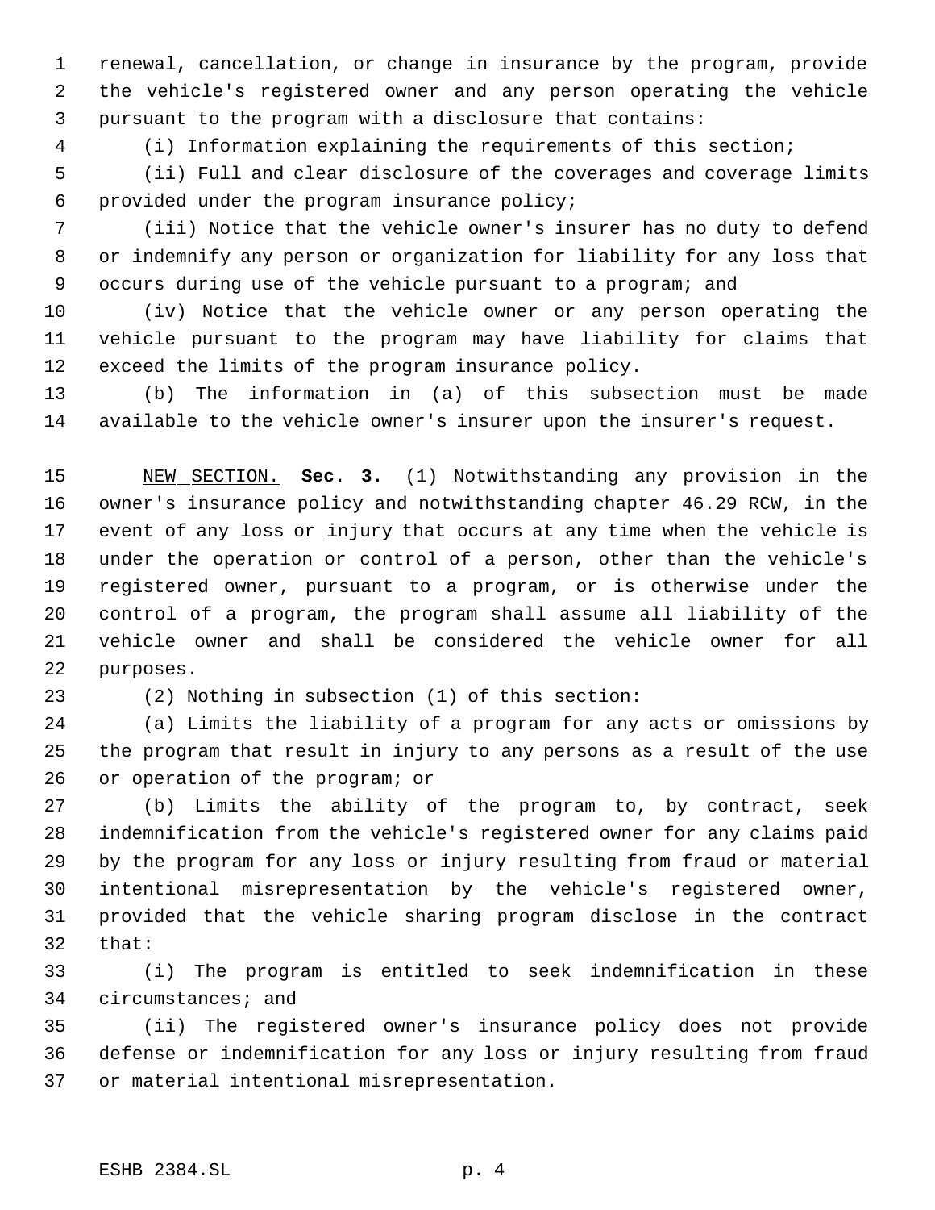renewal, cancellation, or change in insurance by the program, provide the vehicle's registered owner and any person operating the vehicle pursuant to the program with a disclosure that contains:

(i) Information explaining the requirements of this section;

(ii) Full and clear disclosure of the coverages and coverage limits provided under the program insurance policy;

(iii) Notice that the vehicle owner's insurer has no duty to defend or indemnify any person or organization for liability for any loss that occurs during use of the vehicle pursuant to a program; and

(iv) Notice that the vehicle owner or any person operating the vehicle pursuant to the program may have liability for claims that exceed the limits of the program insurance policy.

(b) The information in (a) of this subsection must be made available to the vehicle owner's insurer upon the insurer's request.

NEW SECTION. **Sec. 3.** (1) Notwithstanding any provision in the owner's insurance policy and notwithstanding chapter 46.29 RCW, in the event of any loss or injury that occurs at any time when the vehicle is under the operation or control of a person, other than the vehicle's registered owner, pursuant to a program, or is otherwise under the control of a program, the program shall assume all liability of the vehicle owner and shall be considered the vehicle owner for all purposes.

(2) Nothing in subsection (1) of this section:

(a) Limits the liability of a program for any acts or omissions by the program that result in injury to any persons as a result of the use or operation of the program; or

(b) Limits the ability of the program to, by contract, seek indemnification from the vehicle's registered owner for any claims paid by the program for any loss or injury resulting from fraud or material intentional misrepresentation by the vehicle's registered owner, provided that the vehicle sharing program disclose in the contract that:

(i) The program is entitled to seek indemnification in these circumstances; and

(ii) The registered owner's insurance policy does not provide defense or indemnification for any loss or injury resulting from fraud or material intentional misrepresentation.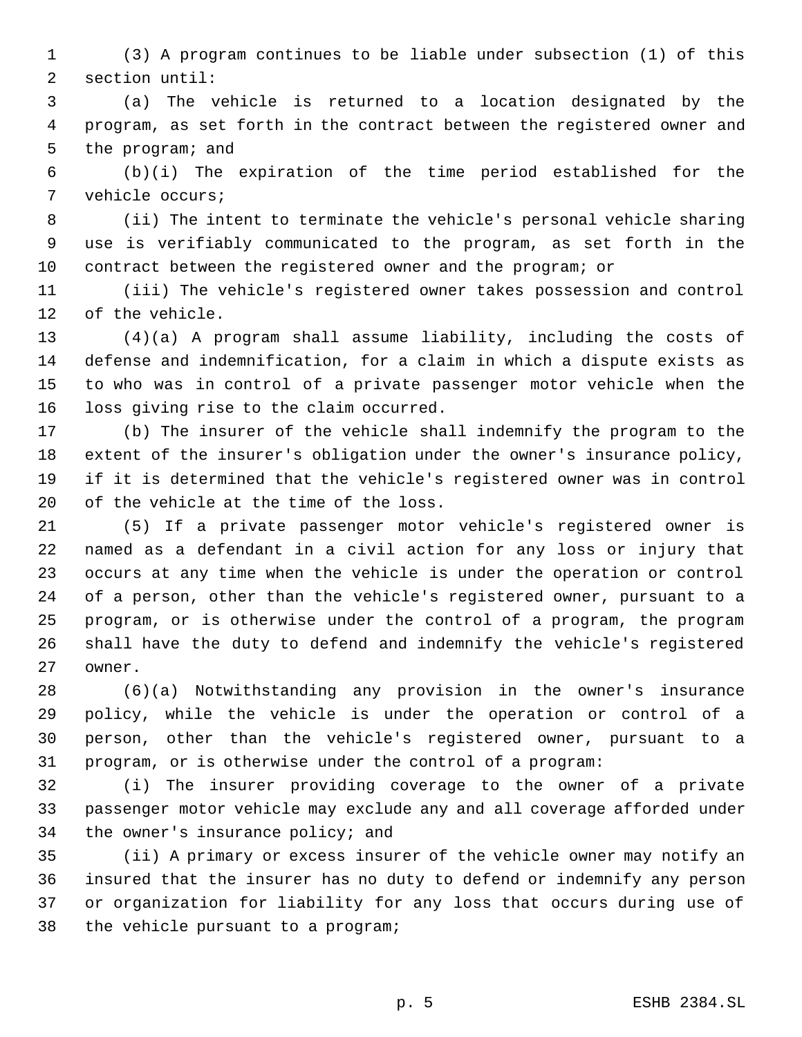(3) A program continues to be liable under subsection (1) of this section until:

(a) The vehicle is returned to a location designated by the program, as set forth in the contract between the registered owner and the program; and

(b)(i) The expiration of the time period established for the vehicle occurs;

(ii) The intent to terminate the vehicle's personal vehicle sharing use is verifiably communicated to the program, as set forth in the contract between the registered owner and the program; or

(iii) The vehicle's registered owner takes possession and control of the vehicle.

(4)(a) A program shall assume liability, including the costs of defense and indemnification, for a claim in which a dispute exists as to who was in control of a private passenger motor vehicle when the loss giving rise to the claim occurred.

(b) The insurer of the vehicle shall indemnify the program to the extent of the insurer's obligation under the owner's insurance policy, if it is determined that the vehicle's registered owner was in control of the vehicle at the time of the loss.

(5) If a private passenger motor vehicle's registered owner is named as a defendant in a civil action for any loss or injury that occurs at any time when the vehicle is under the operation or control of a person, other than the vehicle's registered owner, pursuant to a program, or is otherwise under the control of a program, the program shall have the duty to defend and indemnify the vehicle's registered owner.

(6)(a) Notwithstanding any provision in the owner's insurance policy, while the vehicle is under the operation or control of a person, other than the vehicle's registered owner, pursuant to a program, or is otherwise under the control of a program:

(i) The insurer providing coverage to the owner of a private passenger motor vehicle may exclude any and all coverage afforded under the owner's insurance policy; and

(ii) A primary or excess insurer of the vehicle owner may notify an insured that the insurer has no duty to defend or indemnify any person or organization for liability for any loss that occurs during use of the vehicle pursuant to a program;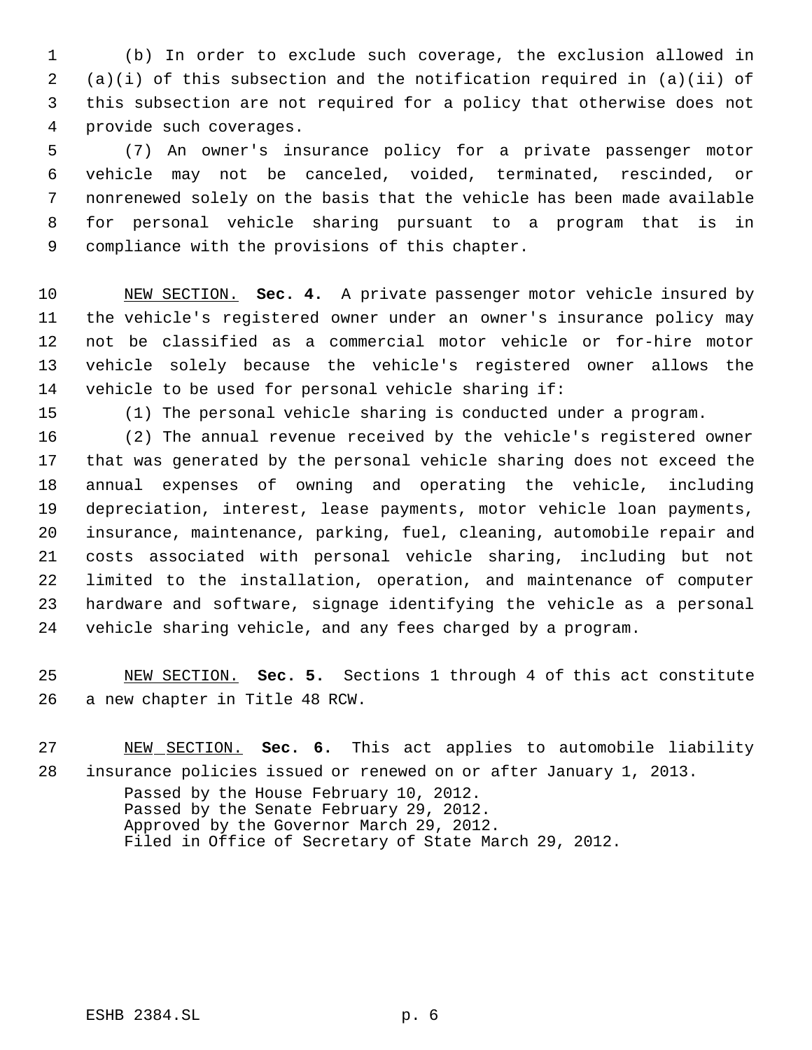(b) In order to exclude such coverage, the exclusion allowed in (a)(i) of this subsection and the notification required in (a)(ii) of this subsection are not required for a policy that otherwise does not provide such coverages.

(7) An owner's insurance policy for a private passenger motor vehicle may not be canceled, voided, terminated, rescinded, or nonrenewed solely on the basis that the vehicle has been made available for personal vehicle sharing pursuant to a program that is in compliance with the provisions of this chapter.

NEW SECTION. **Sec. 4.** A private passenger motor vehicle insured by the vehicle's registered owner under an owner's insurance policy may not be classified as a commercial motor vehicle or for-hire motor vehicle solely because the vehicle's registered owner allows the vehicle to be used for personal vehicle sharing if:

(1) The personal vehicle sharing is conducted under a program.

(2) The annual revenue received by the vehicle's registered owner that was generated by the personal vehicle sharing does not exceed the annual expenses of owning and operating the vehicle, including depreciation, interest, lease payments, motor vehicle loan payments, insurance, maintenance, parking, fuel, cleaning, automobile repair and costs associated with personal vehicle sharing, including but not limited to the installation, operation, and maintenance of computer hardware and software, signage identifying the vehicle as a personal vehicle sharing vehicle, and any fees charged by a program.

NEW SECTION. **Sec. 5.** Sections 1 through 4 of this act constitute a new chapter in Title 48 RCW.

NEW SECTION. **Sec. 6.** This act applies to automobile liability insurance policies issued or renewed on or after January 1, 2013.

Passed by the House February 10, 2012.
Passed by the Senate February 29, 2012.
Approved by the Governor March 29, 2012.
Filed in Office of Secretary of State March 29, 2012.